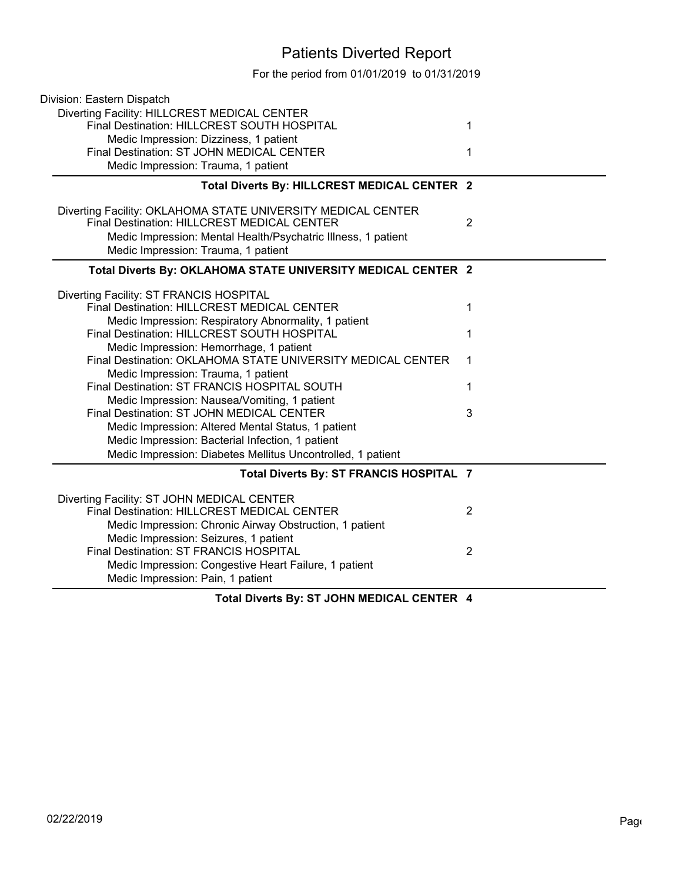# Patients Diverted Report

For the period from 01/01/2019 to 01/31/2019

Division: Eastern Dispatch

Diverting Facility: HILLCREST MEDICAL CENTER

| | |
|---|---|
| Final Destination: HILLCREST SOUTH HOSPITAL | 1 |
| Medic Impression: Dizziness, 1 patient | |
| Final Destination: ST JOHN MEDICAL CENTER | 1 |
| Medic Impression: Trauma, 1 patient | |

**Total Diverts By: HILLCREST MEDICAL CENTER 2**

Diverting Facility: OKLAHOMA STATE UNIVERSITY MEDICAL CENTER

| | |
|---|---|
| Final Destination: HILLCREST MEDICAL CENTER | 2 |
| Medic Impression: Mental Health/Psychatric Illness, 1 patient | |
| Medic Impression: Trauma, 1 patient | |

**Total Diverts By: OKLAHOMA STATE UNIVERSITY MEDICAL CENTER 2**

Diverting Facility: ST FRANCIS HOSPITAL

| | |
|---|---|
| Final Destination: HILLCREST MEDICAL CENTER | 1 |
| Medic Impression: Respiratory Abnormality, 1 patient | |
| Final Destination: HILLCREST SOUTH HOSPITAL | 1 |
| Medic Impression: Hemorrhage, 1 patient | |
| Final Destination: OKLAHOMA STATE UNIVERSITY MEDICAL CENTER | 1 |
| Medic Impression: Trauma, 1 patient | |
| Final Destination: ST FRANCIS HOSPITAL SOUTH | 1 |
| Medic Impression: Nausea/Vomiting, 1 patient | |
| Final Destination: ST JOHN MEDICAL CENTER | 3 |
| Medic Impression: Altered Mental Status, 1 patient | |
| Medic Impression: Bacterial Infection, 1 patient | |
| Medic Impression: Diabetes Mellitus Uncontrolled, 1 patient | |

**Total Diverts By: ST FRANCIS HOSPITAL 7**

Diverting Facility: ST JOHN MEDICAL CENTER

| | |
|---|---|
| Final Destination: HILLCREST MEDICAL CENTER | 2 |
| Medic Impression: Chronic Airway Obstruction, 1 patient | |
| Medic Impression: Seizures, 1 patient | |
| Final Destination: ST FRANCIS HOSPITAL | 2 |
| Medic Impression: Congestive Heart Failure, 1 patient | |
| Medic Impression: Pain, 1 patient | |

**Total Diverts By: ST JOHN MEDICAL CENTER 4**

02/22/2019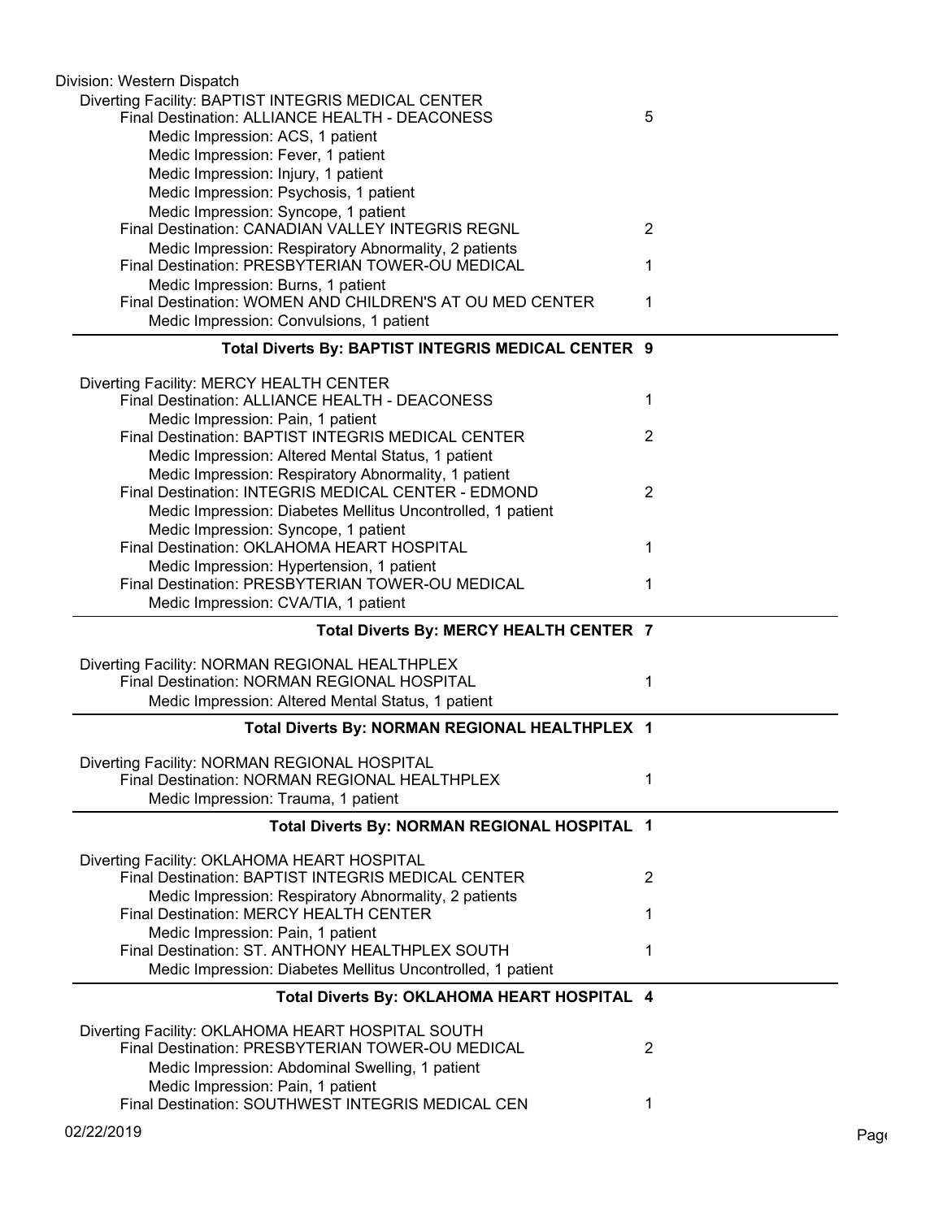Division: Western Dispatch

Diverting Facility: BAPTIST INTEGRIS MEDICAL CENTER

| | |
|---|---|
| Final Destination: ALLIANCE HEALTH - DEACONESS | 5 |
| Medic Impression: ACS, 1 patient | |
| Medic Impression: Fever, 1 patient | |
| Medic Impression: Injury, 1 patient | |
| Medic Impression: Psychosis, 1 patient | |
| Medic Impression: Syncope, 1 patient | |
| Final Destination: CANADIAN VALLEY INTEGRIS REGNL | 2 |
| Medic Impression: Respiratory Abnormality, 2 patients | |
| Final Destination: PRESBYTERIAN TOWER-OU MEDICAL | 1 |
| Medic Impression: Burns, 1 patient | |
| Final Destination: WOMEN AND CHILDREN'S AT OU MED CENTER | 1 |
| Medic Impression: Convulsions, 1 patient | |

**Total Diverts By: BAPTIST INTEGRIS MEDICAL CENTER 9**

Diverting Facility: MERCY HEALTH CENTER

| | |
|---|---|
| Final Destination: ALLIANCE HEALTH - DEACONESS | 1 |
| Medic Impression: Pain, 1 patient | |
| Final Destination: BAPTIST INTEGRIS MEDICAL CENTER | 2 |
| Medic Impression: Altered Mental Status, 1 patient | |
| Medic Impression: Respiratory Abnormality, 1 patient | |
| Final Destination: INTEGRIS MEDICAL CENTER - EDMOND | 2 |
| Medic Impression: Diabetes Mellitus Uncontrolled, 1 patient | |
| Medic Impression: Syncope, 1 patient | |
| Final Destination: OKLAHOMA HEART HOSPITAL | 1 |
| Medic Impression: Hypertension, 1 patient | |
| Final Destination: PRESBYTERIAN TOWER-OU MEDICAL | 1 |
| Medic Impression: CVA/TIA, 1 patient | |

**Total Diverts By: MERCY HEALTH CENTER 7**

Diverting Facility: NORMAN REGIONAL HEALTHPLEX

| | |
|---|---|
| Final Destination: NORMAN REGIONAL HOSPITAL | 1 |
| Medic Impression: Altered Mental Status, 1 patient | |

**Total Diverts By: NORMAN REGIONAL HEALTHPLEX 1**

Diverting Facility: NORMAN REGIONAL HOSPITAL

| | |
|---|---|
| Final Destination: NORMAN REGIONAL HEALTHPLEX | 1 |
| Medic Impression: Trauma, 1 patient | |

**Total Diverts By: NORMAN REGIONAL HOSPITAL 1**

Diverting Facility: OKLAHOMA HEART HOSPITAL

| | |
|---|---|
| Final Destination: BAPTIST INTEGRIS MEDICAL CENTER | 2 |
| Medic Impression: Respiratory Abnormality, 2 patients | |
| Final Destination: MERCY HEALTH CENTER | 1 |
| Medic Impression: Pain, 1 patient | |
| Final Destination: ST. ANTHONY HEALTHPLEX SOUTH | 1 |
| Medic Impression: Diabetes Mellitus Uncontrolled, 1 patient | |

**Total Diverts By: OKLAHOMA HEART HOSPITAL 4**

Diverting Facility: OKLAHOMA HEART HOSPITAL SOUTH

| | |
|---|---|
| Final Destination: PRESBYTERIAN TOWER-OU MEDICAL | 2 |
| Medic Impression: Abdominal Swelling, 1 patient | |
| Medic Impression: Pain, 1 patient | |
| Final Destination: SOUTHWEST INTEGRIS MEDICAL CEN | 1 |

02/22/2019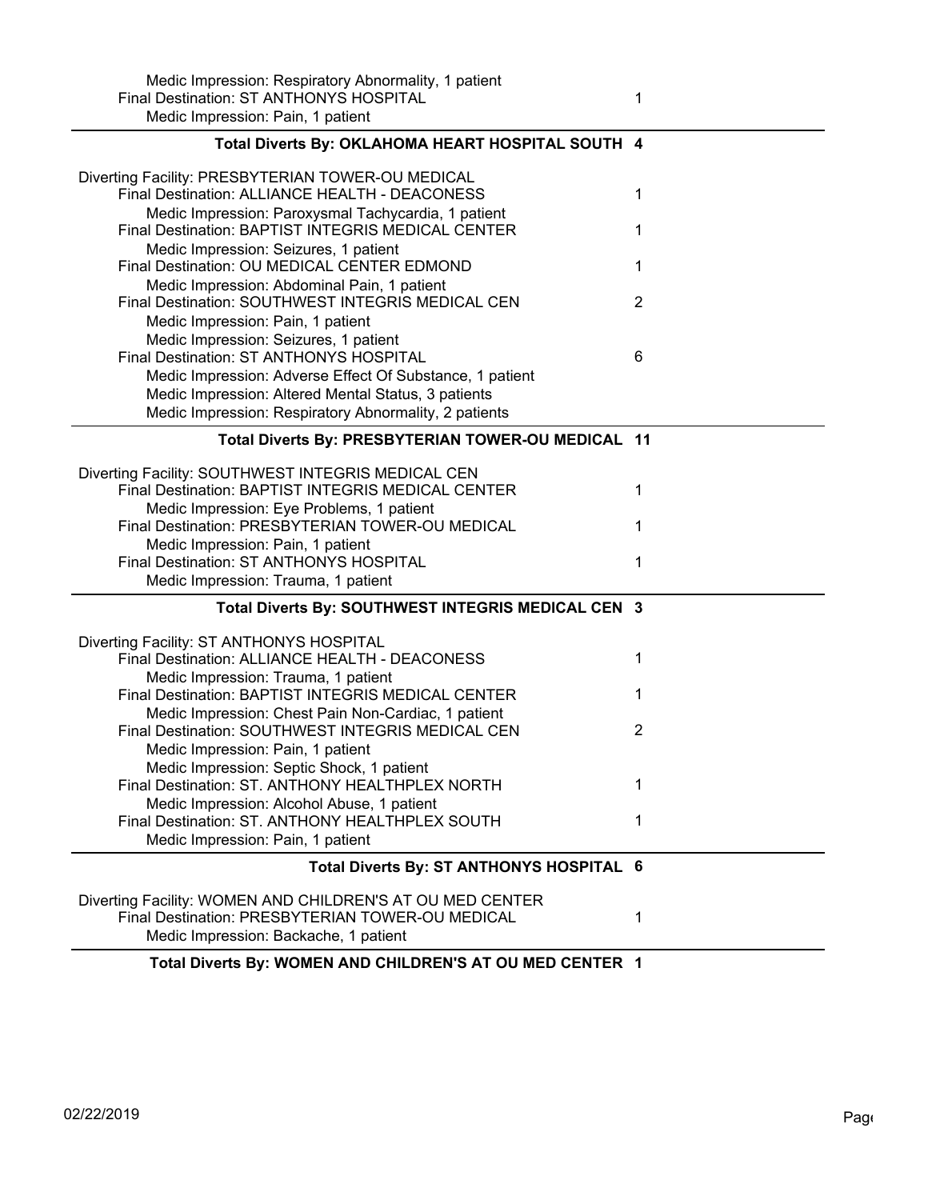Medic Impression: Respiratory Abnormality, 1 patient

Final Destination: ST ANTHONYS HOSPITAL 1

Medic Impression: Pain, 1 patient

**Total Diverts By: OKLAHOMA HEART HOSPITAL SOUTH 4**

Diverting Facility: PRESBYTERIAN TOWER-OU MEDICAL

Final Destination: ALLIANCE HEALTH - DEACONESS 1

Medic Impression: Paroxysmal Tachycardia, 1 patient

Final Destination: BAPTIST INTEGRIS MEDICAL CENTER 1

Medic Impression: Seizures, 1 patient

Final Destination: OU MEDICAL CENTER EDMOND 1

Medic Impression: Abdominal Pain, 1 patient

Final Destination: SOUTHWEST INTEGRIS MEDICAL CEN 2

Medic Impression: Pain, 1 patient

Medic Impression: Seizures, 1 patient

Final Destination: ST ANTHONYS HOSPITAL 6

Medic Impression: Adverse Effect Of Substance, 1 patient

Medic Impression: Altered Mental Status, 3 patients

Medic Impression: Respiratory Abnormality, 2 patients

**Total Diverts By: PRESBYTERIAN TOWER-OU MEDICAL 11**

Diverting Facility: SOUTHWEST INTEGRIS MEDICAL CEN

Final Destination: BAPTIST INTEGRIS MEDICAL CENTER 1

Medic Impression: Eye Problems, 1 patient

Final Destination: PRESBYTERIAN TOWER-OU MEDICAL 1

Medic Impression: Pain, 1 patient

Final Destination: ST ANTHONYS HOSPITAL 1

Medic Impression: Trauma, 1 patient

**Total Diverts By: SOUTHWEST INTEGRIS MEDICAL CEN 3**

Diverting Facility: ST ANTHONYS HOSPITAL

Final Destination: ALLIANCE HEALTH - DEACONESS 1

Medic Impression: Trauma, 1 patient

Final Destination: BAPTIST INTEGRIS MEDICAL CENTER 1

Medic Impression: Chest Pain Non-Cardiac, 1 patient

Final Destination: SOUTHWEST INTEGRIS MEDICAL CEN 2

Medic Impression: Pain, 1 patient

Medic Impression: Septic Shock, 1 patient

Final Destination: ST. ANTHONY HEALTHPLEX NORTH 1

Medic Impression: Alcohol Abuse, 1 patient

Final Destination: ST. ANTHONY HEALTHPLEX SOUTH 1

Medic Impression: Pain, 1 patient

**Total Diverts By: ST ANTHONYS HOSPITAL 6**

Diverting Facility: WOMEN AND CHILDREN'S AT OU MED CENTER

Final Destination: PRESBYTERIAN TOWER-OU MEDICAL 1

Medic Impression: Backache, 1 patient

**Total Diverts By: WOMEN AND CHILDREN'S AT OU MED CENTER 1**

02/22/2019